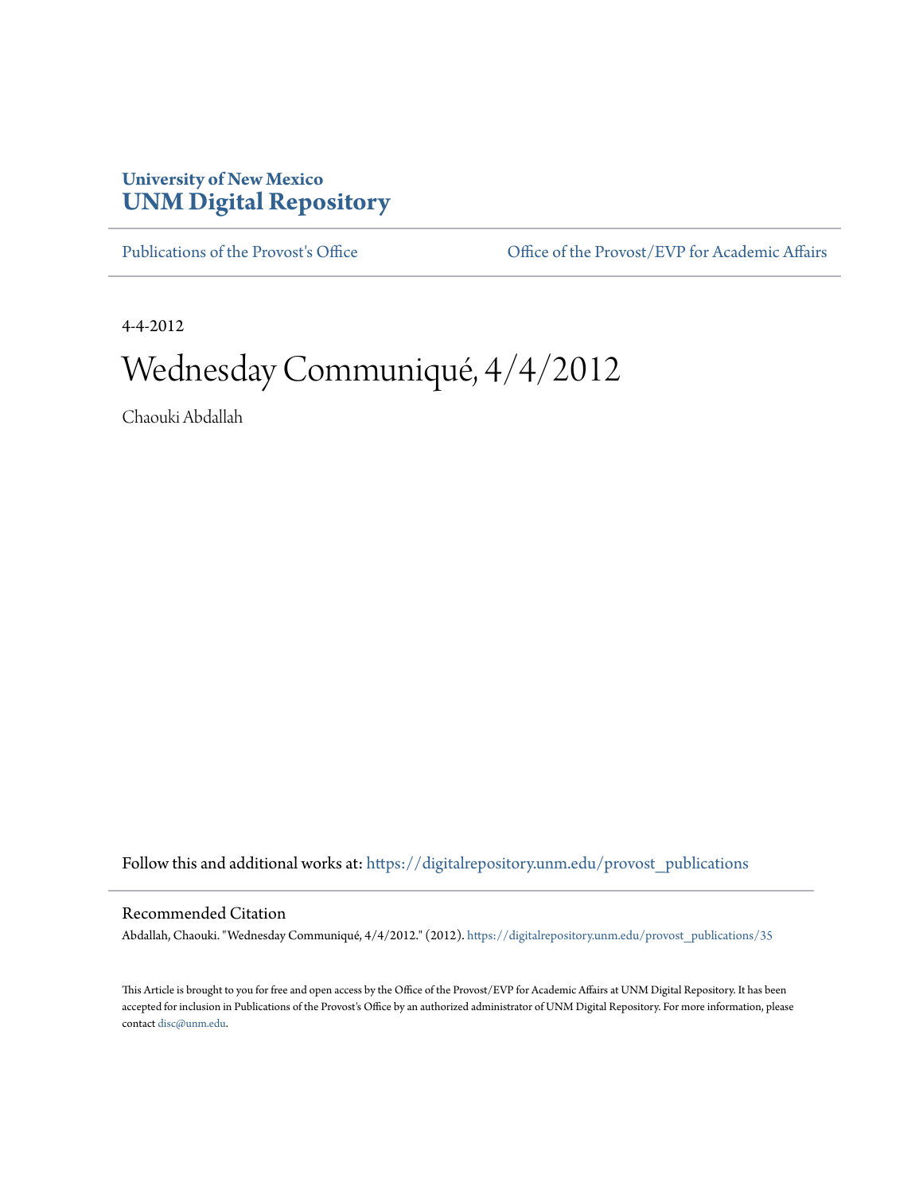University of New Mexico
**UNM Digital Repository**

Publications of the Provost's Office | Office of the Provost/EVP for Academic Affairs

4-4-2012

# Wednesday Communiqué, 4/4/2012

Chaouki Abdallah

Follow this and additional works at: https://digitalrepository.unm.edu/provost_publications

## Recommended Citation

Abdallah, Chaouki. "Wednesday Communiqué, 4/4/2012." (2012). https://digitalrepository.unm.edu/provost_publications/35

This Article is brought to you for free and open access by the Office of the Provost/EVP for Academic Affairs at UNM Digital Repository. It has been accepted for inclusion in Publications of the Provost's Office by an authorized administrator of UNM Digital Repository. For more information, please contact disc@unm.edu.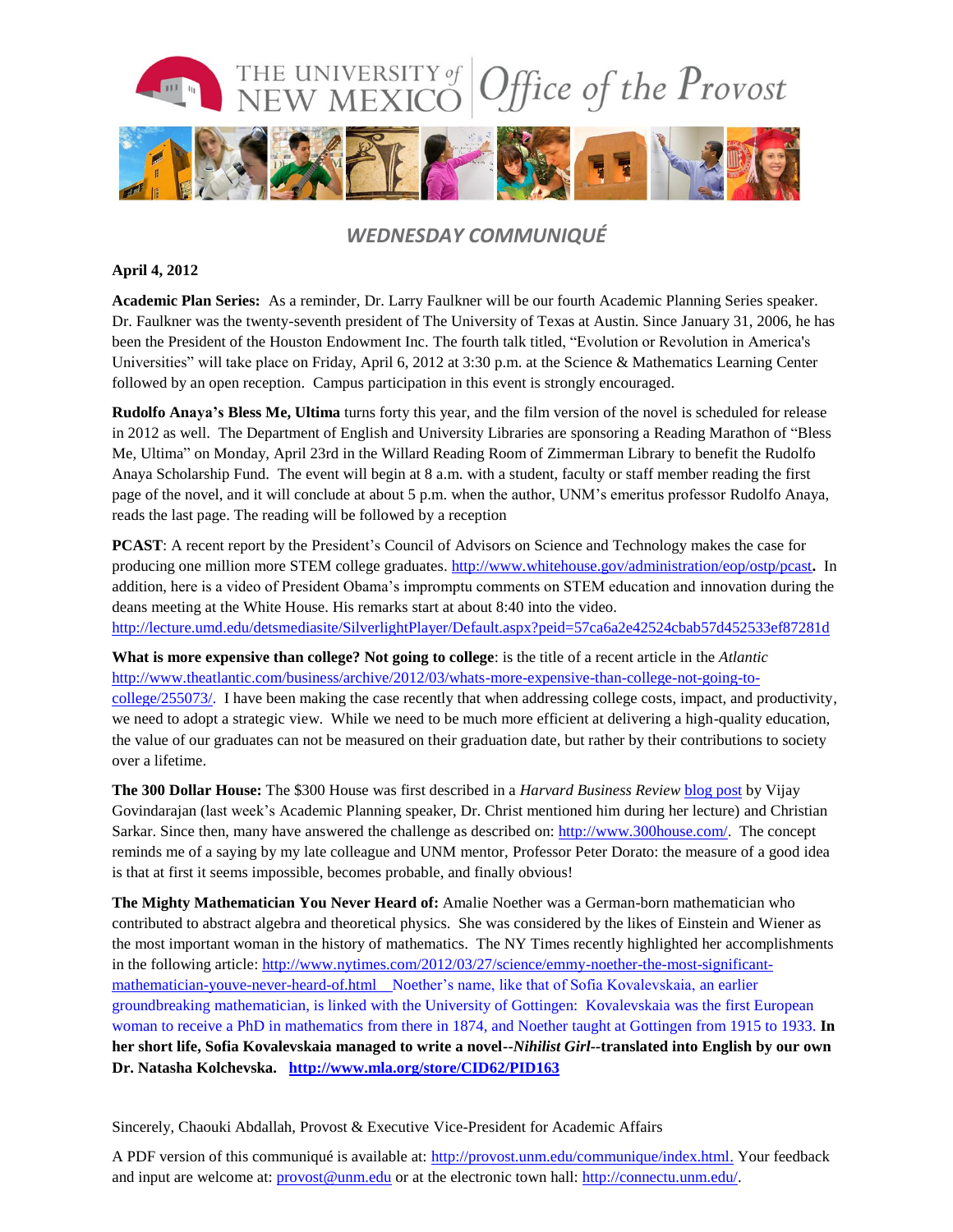THE UNIVERSITY of NEW MEXICO | Office of the Provost

## *WEDNESDAY COMMUNIQUÉ*

**April 4, 2012**

**Academic Plan Series:** As a reminder, Dr. Larry Faulkner will be our fourth Academic Planning Series speaker. Dr. Faulkner was the twenty-seventh president of The University of Texas at Austin. Since January 31, 2006, he has been the President of the Houston Endowment Inc. The fourth talk titled, "Evolution or Revolution in America's Universities" will take place on Friday, April 6, 2012 at 3:30 p.m. at the Science & Mathematics Learning Center followed by an open reception. Campus participation in this event is strongly encouraged.

**Rudolfo Anaya's Bless Me, Ultima** turns forty this year, and the film version of the novel is scheduled for release in 2012 as well. The Department of English and University Libraries are sponsoring a Reading Marathon of "Bless Me, Ultima" on Monday, April 23rd in the Willard Reading Room of Zimmerman Library to benefit the Rudolfo Anaya Scholarship Fund. The event will begin at 8 a.m. with a student, faculty or staff member reading the first page of the novel, and it will conclude at about 5 p.m. when the author, UNM's emeritus professor Rudolfo Anaya, reads the last page. The reading will be followed by a reception

**PCAST**: A recent report by the President's Council of Advisors on Science and Technology makes the case for producing one million more STEM college graduates. http://www.whitehouse.gov/administration/eop/ostp/pcast**.** In addition, here is a video of President Obama's impromptu comments on STEM education and innovation during the deans meeting at the White House. His remarks start at about 8:40 into the video. http://lecture.umd.edu/detsmediasite/SilverlightPlayer/Default.aspx?peid=57ca6a2e42524cbab57d452533ef87281d

**What is more expensive than college? Not going to college**: is the title of a recent article in the *Atlantic* http://www.theatlantic.com/business/archive/2012/03/whats-more-expensive-than-college-not-going-to-college/255073/. I have been making the case recently that when addressing college costs, impact, and productivity, we need to adopt a strategic view. While we need to be much more efficient at delivering a high-quality education, the value of our graduates can not be measured on their graduation date, but rather by their contributions to society over a lifetime.

**The 300 Dollar House:** The $300 House was first described in a *Harvard Business Review* blog post by Vijay Govindarajan (last week's Academic Planning speaker, Dr. Christ mentioned him during her lecture) and Christian Sarkar. Since then, many have answered the challenge as described on: http://www.300house.com/. The concept reminds me of a saying by my late colleague and UNM mentor, Professor Peter Dorato: the measure of a good idea is that at first it seems impossible, becomes probable, and finally obvious!

**The Mighty Mathematician You Never Heard of:** Amalie Noether was a German-born mathematician who contributed to abstract algebra and theoretical physics. She was considered by the likes of Einstein and Wiener as the most important woman in the history of mathematics. The NY Times recently highlighted her accomplishments in the following article: http://www.nytimes.com/2012/03/27/science/emmy-noether-the-most-significant-mathematician-youve-never-heard-of.html Noether's name, like that of Sofia Kovalevskaia, an earlier groundbreaking mathematician, is linked with the University of Gottingen: Kovalevskaia was the first European woman to receive a PhD in mathematics from there in 1874, and Noether taught at Gottingen from 1915 to 1933. **In her short life, Sofia Kovalevskaia managed to write a novel--*Nihilist Girl*--translated into English by our own Dr. Natasha Kolchevska. http://www.mla.org/store/CID62/PID163**

Sincerely, Chaouki Abdallah, Provost & Executive Vice-President for Academic Affairs

A PDF version of this communiqué is available at: http://provost.unm.edu/communique/index.html. Your feedback and input are welcome at: provost@unm.edu or at the electronic town hall: http://connectu.unm.edu/.